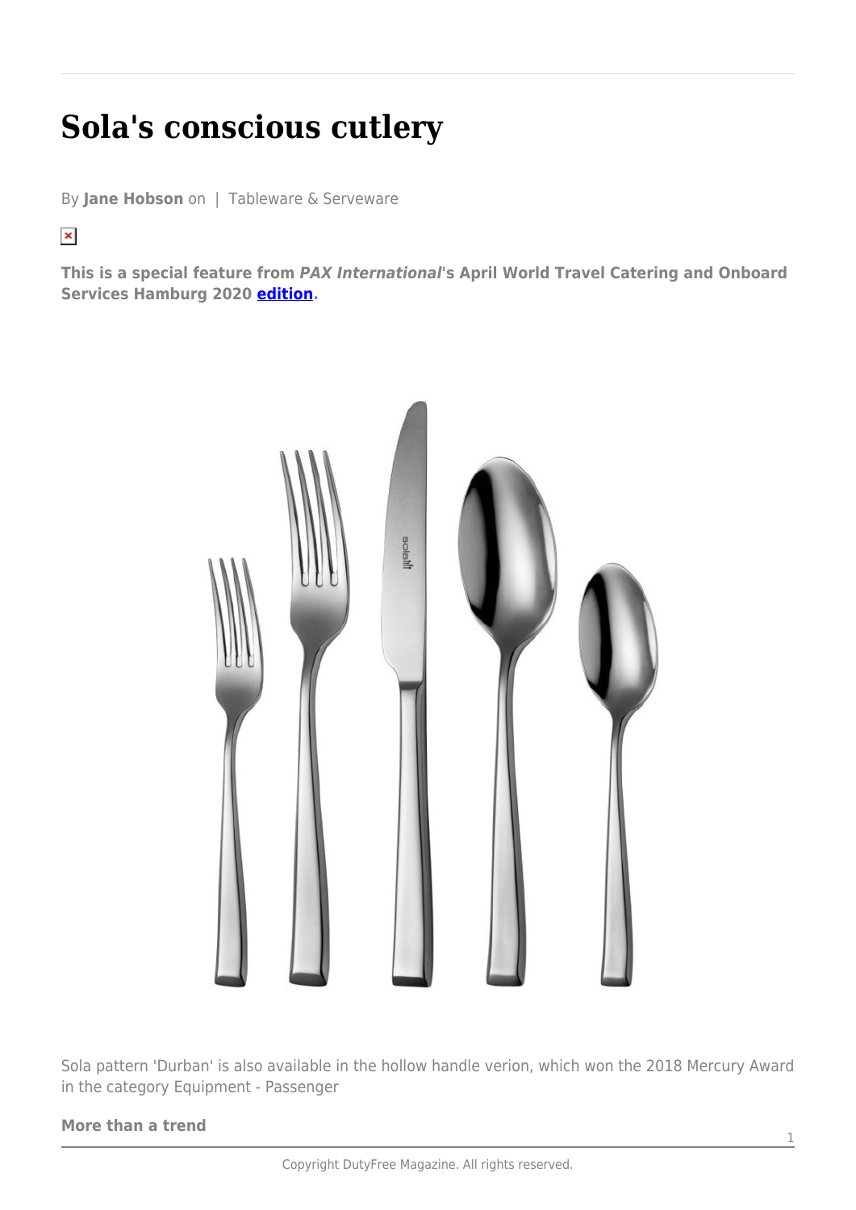# Sola's conscious cutlery

By **Jane Hobson** on | Tableware & Serveware

**This is a special feature from *PAX International*'s April World Travel Catering and Onboard Services Hamburg 2020 edition.**

Sola pattern 'Durban' is also available in the hollow handle verion, which won the 2018 Mercury Award in the category Equipment - Passenger

**More than a trend**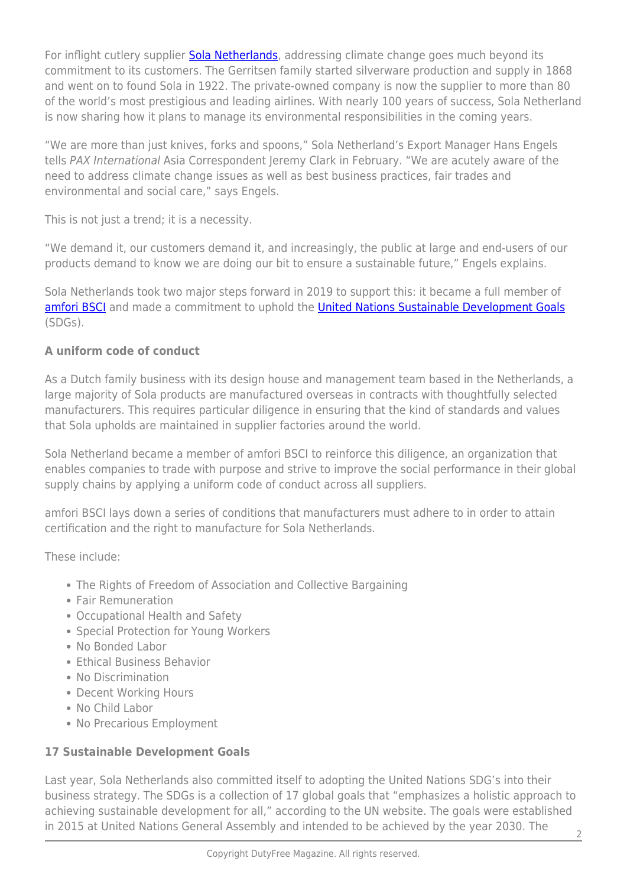For inflight cutlery supplier [Sola Netherlands](), addressing climate change goes much beyond its commitment to its customers. The Gerritsen family started silverware production and supply in 1868 and went on to found Sola in 1922. The private-owned company is now the supplier to more than 80 of the world's most prestigious and leading airlines. With nearly 100 years of success, Sola Netherland is now sharing how it plans to manage its environmental responsibilities in the coming years.

"We are more than just knives, forks and spoons," Sola Netherland's Export Manager Hans Engels tells *PAX International* Asia Correspondent Jeremy Clark in February. "We are acutely aware of the need to address climate change issues as well as best business practices, fair trades and environmental and social care," says Engels.

This is not just a trend; it is a necessity.

"We demand it, our customers demand it, and increasingly, the public at large and end-users of our products demand to know we are doing our bit to ensure a sustainable future," Engels explains.

Sola Netherlands took two major steps forward in 2019 to support this: it became a full member of [amfori BSCI]() and made a commitment to uphold the [United Nations Sustainable Development Goals]() (SDGs).

**A uniform code of conduct**

As a Dutch family business with its design house and management team based in the Netherlands, a large majority of Sola products are manufactured overseas in contracts with thoughtfully selected manufacturers. This requires particular diligence in ensuring that the kind of standards and values that Sola upholds are maintained in supplier factories around the world.

Sola Netherland became a member of amfori BSCI to reinforce this diligence, an organization that enables companies to trade with purpose and strive to improve the social performance in their global supply chains by applying a uniform code of conduct across all suppliers.

amfori BSCI lays down a series of conditions that manufacturers must adhere to in order to attain certification and the right to manufacture for Sola Netherlands.

These include:

- The Rights of Freedom of Association and Collective Bargaining
- Fair Remuneration
- Occupational Health and Safety
- Special Protection for Young Workers
- No Bonded Labor
- Ethical Business Behavior
- No Discrimination
- Decent Working Hours
- No Child Labor
- No Precarious Employment

**17 Sustainable Development Goals**

Last year, Sola Netherlands also committed itself to adopting the United Nations SDG's into their business strategy. The SDGs is a collection of 17 global goals that "emphasizes a holistic approach to achieving sustainable development for all," according to the UN website. The goals were established in 2015 at United Nations General Assembly and intended to be achieved by the year 2030. The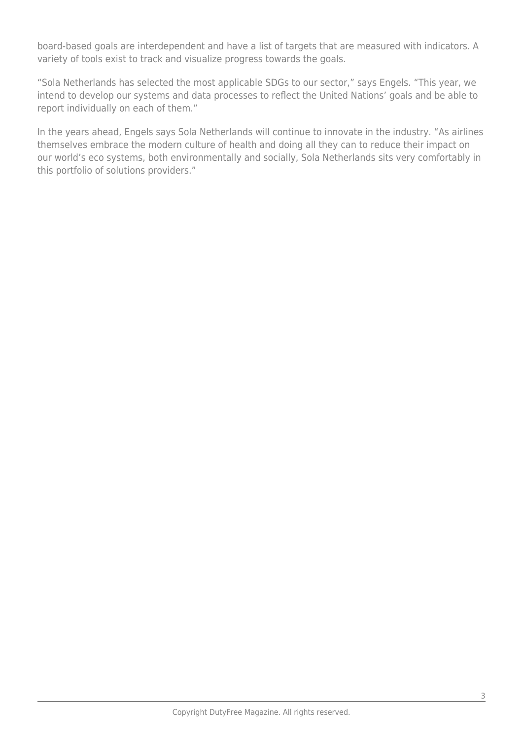board-based goals are interdependent and have a list of targets that are measured with indicators. A variety of tools exist to track and visualize progress towards the goals.

“Sola Netherlands has selected the most applicable SDGs to our sector,” says Engels. “This year, we intend to develop our systems and data processes to reflect the United Nations’ goals and be able to report individually on each of them.”

In the years ahead, Engels says Sola Netherlands will continue to innovate in the industry. “As airlines themselves embrace the modern culture of health and doing all they can to reduce their impact on our world’s eco systems, both environmentally and socially, Sola Netherlands sits very comfortably in this portfolio of solutions providers.”